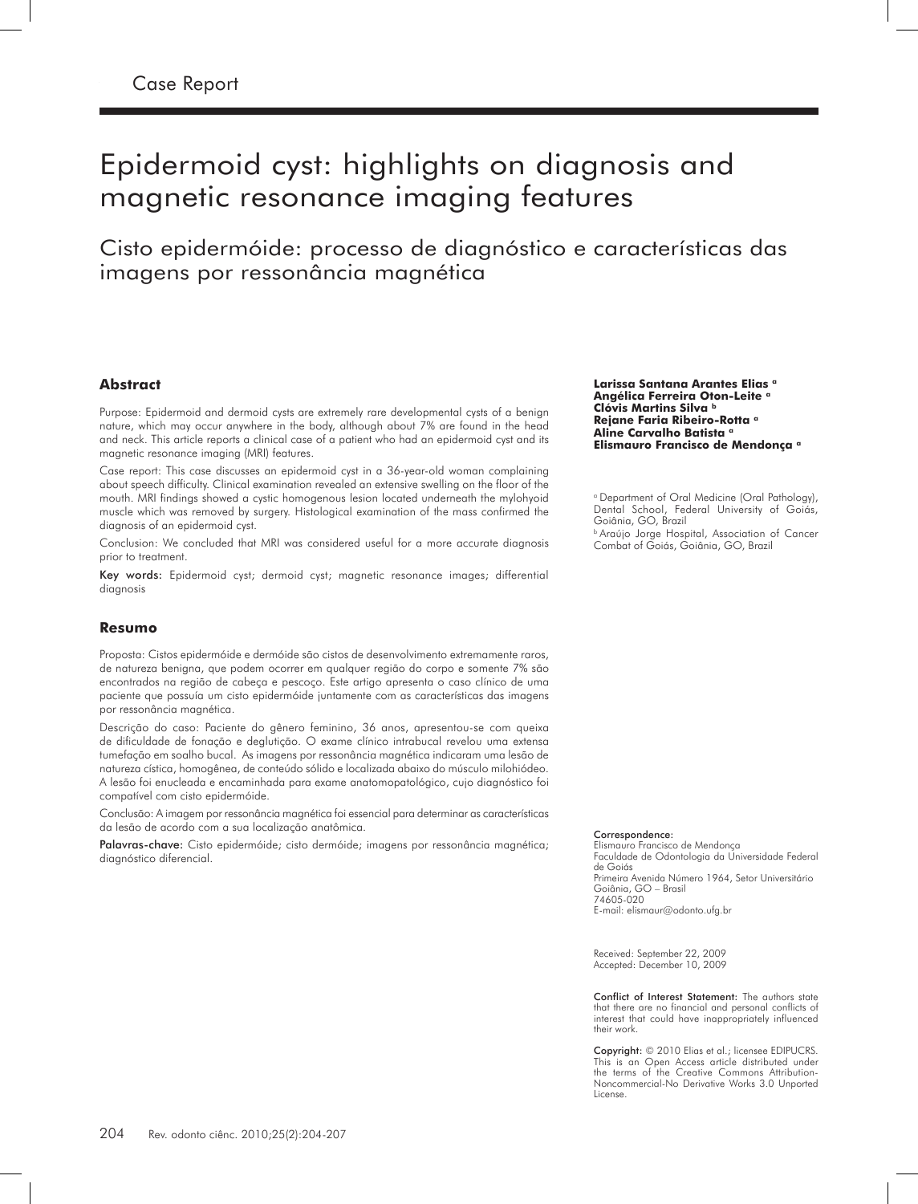Case Report

# Epidermoid cyst: highlights on diagnosis and magnetic resonance imaging features

## Cisto epidermóide: processo de diagnóstico e características das imagens por ressonância magnética

**Larissa Santana Arantes Elias** [a]
**Angélica Ferreira Oton-Leite** [a]
**Clóvis Martins Silva** [b]
**Rejane Faria Ribeiro-Rotta** [a]
**Aline Carvalho Batista** [a]
**Elismauro Francisco de Mendonça** [a]

[a] Department of Oral Medicine (Oral Pathology), Dental School, Federal University of Goiás, Goiânia, GO, Brazil
[b] Araújo Jorge Hospital, Association of Cancer Combat of Goiás, Goiânia, GO, Brazil

### Abstract

Purpose: Epidermoid and dermoid cysts are extremely rare developmental cysts of a benign nature, which may occur anywhere in the body, although about 7% are found in the head and neck. This article reports a clinical case of a patient who had an epidermoid cyst and its magnetic resonance imaging (MRI) features.

Case report: This case discusses an epidermoid cyst in a 36-year-old woman complaining about speech difficulty. Clinical examination revealed an extensive swelling on the floor of the mouth. MRI findings showed a cystic homogenous lesion located underneath the mylohyoid muscle which was removed by surgery. Histological examination of the mass confirmed the diagnosis of an epidermoid cyst.

Conclusion: We concluded that MRI was considered useful for a more accurate diagnosis prior to treatment.

**Key words:** Epidermoid cyst; dermoid cyst; magnetic resonance images; differential diagnosis

### Resumo

Proposta: Cistos epidermóide e dermóide são cistos de desenvolvimento extremamente raros, de natureza benigna, que podem ocorrer em qualquer região do corpo e somente 7% são encontrados na região de cabeça e pescoço. Este artigo apresenta o caso clínico de uma paciente que possuía um cisto epidermóide juntamente com as características das imagens por ressonância magnética.

Descrição do caso: Paciente do gênero feminino, 36 anos, apresentou-se com queixa de dificuldade de fonação e deglutição. O exame clínico intrabucal revelou uma extensa tumefação em soalho bucal. As imagens por ressonância magnética indicaram uma lesão de natureza cística, homogênea, de conteúdo sólido e localizada abaixo do músculo milohióideo. A lesão foi enucleada e encaminhada para exame anatomopatológico, cujo diagnóstico foi compatível com cisto epidermóide.

Conclusão: A imagem por ressonância magnética foi essencial para determinar as características da lesão de acordo com a sua localização anatômica.

**Palavras-chave:** Cisto epidermóide; cisto dermóide; imagens por ressonância magnética; diagnóstico diferencial.

**Correspondence:**
Elismauro Francisco de Mendonça
Faculdade de Odontologia da Universidade Federal de Goiás
Primeira Avenida Número 1964, Setor Universitário
Goiânia, GO – Brasil
74605-020
E-mail: elismaur@odonto.ufg.br

Received: September 22, 2009
Accepted: December 10, 2009

**Conflict of Interest Statement:** The authors state that there are no financial and personal conflicts of interest that could have inappropriately influenced their work.

**Copyright:** © 2010 Elias et al.; licensee EDIPUCRS. This is an Open Access article distributed under the terms of the Creative Commons Attribution-Noncommercial-No Derivative Works 3.0 Unported License.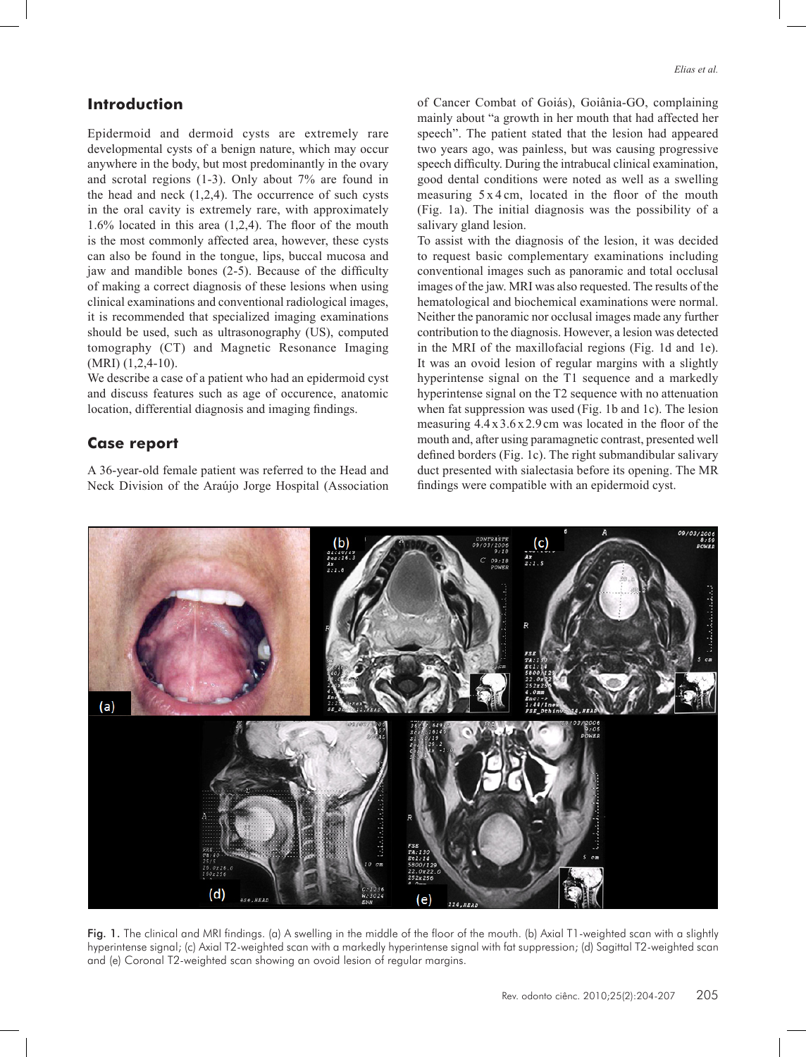## Introduction

Epidermoid and dermoid cysts are extremely rare developmental cysts of a benign nature, which may occur anywhere in the body, but most predominantly in the ovary and scrotal regions (1-3). Only about 7% are found in the head and neck (1,2,4). The occurrence of such cysts in the oral cavity is extremely rare, with approximately 1.6% located in this area (1,2,4). The floor of the mouth is the most commonly affected area, however, these cysts can also be found in the tongue, lips, buccal mucosa and jaw and mandible bones (2-5). Because of the difficulty of making a correct diagnosis of these lesions when using clinical examinations and conventional radiological images, it is recommended that specialized imaging examinations should be used, such as ultrasonography (US), computed tomography (CT) and Magnetic Resonance Imaging (MRI) (1,2,4-10).

We describe a case of a patient who had an epidermoid cyst and discuss features such as age of occurence, anatomic location, differential diagnosis and imaging findings.

## Case report

A 36-year-old female patient was referred to the Head and Neck Division of the Araújo Jorge Hospital (Association of Cancer Combat of Goiás), Goiânia-GO, complaining mainly about "a growth in her mouth that had affected her speech". The patient stated that the lesion had appeared two years ago, was painless, but was causing progressive speech difficulty. During the intrabucal clinical examination, good dental conditions were noted as well as a swelling measuring 5 x 4 cm, located in the floor of the mouth (Fig. 1a). The initial diagnosis was the possibility of a salivary gland lesion.

To assist with the diagnosis of the lesion, it was decided to request basic complementary examinations including conventional images such as panoramic and total occlusal images of the jaw. MRI was also requested. The results of the hematological and biochemical examinations were normal. Neither the panoramic nor occlusal images made any further contribution to the diagnosis. However, a lesion was detected in the MRI of the maxillofacial regions (Fig. 1d and 1e). It was an ovoid lesion of regular margins with a slightly hyperintense signal on the T1 sequence and a markedly hyperintense signal on the T2 sequence with no attenuation when fat suppression was used (Fig. 1b and 1c). The lesion measuring 4.4 x 3.6 x 2.9 cm was located in the floor of the mouth and, after using paramagnetic contrast, presented well defined borders (Fig. 1c). The right submandibular salivary duct presented with sialectasia before its opening. The MR findings were compatible with an epidermoid cyst.

Fig. 1. The clinical and MRI findings. (a) A swelling in the middle of the floor of the mouth. (b) Axial T1-weighted scan with a slightly hyperintense signal; (c) Axial T2-weighted scan with a markedly hyperintense signal with fat suppression; (d) Sagittal T2-weighted scan and (e) Coronal T2-weighted scan showing an ovoid lesion of regular margins.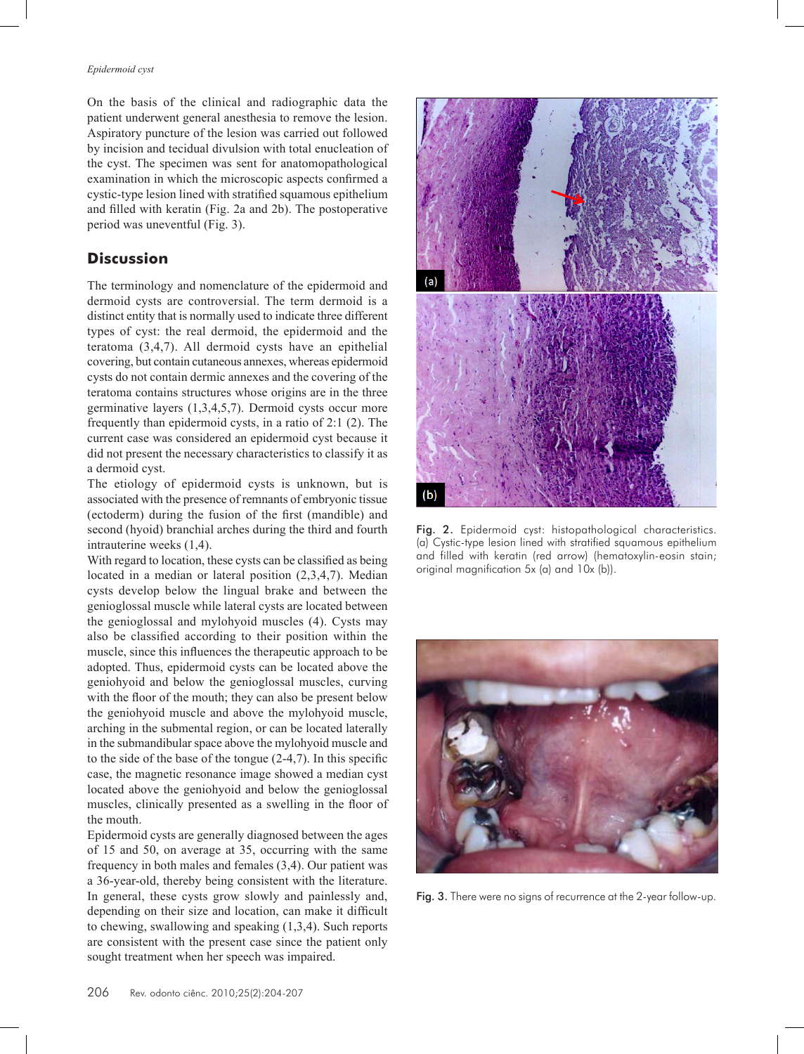On the basis of the clinical and radiographic data the patient underwent general anesthesia to remove the lesion. Aspiratory puncture of the lesion was carried out followed by incision and tecidual divulsion with total enucleation of the cyst. The specimen was sent for anatomopathological examination in which the microscopic aspects confirmed a cystic-type lesion lined with stratified squamous epithelium and filled with keratin (Fig. 2a and 2b). The postoperative period was uneventful (Fig. 3).

## Discussion

The terminology and nomenclature of the epidermoid and dermoid cysts are controversial. The term dermoid is a distinct entity that is normally used to indicate three different types of cyst: the real dermoid, the epidermoid and the teratoma (3,4,7). All dermoid cysts have an epithelial covering, but contain cutaneous annexes, whereas epidermoid cysts do not contain dermic annexes and the covering of the teratoma contains structures whose origins are in the three germinative layers (1,3,4,5,7). Dermoid cysts occur more frequently than epidermoid cysts, in a ratio of 2:1 (2). The current case was considered an epidermoid cyst because it did not present the necessary characteristics to classify it as a dermoid cyst.

The etiology of epidermoid cysts is unknown, but is associated with the presence of remnants of embryonic tissue (ectoderm) during the fusion of the first (mandible) and second (hyoid) branchial arches during the third and fourth intrauterine weeks (1,4).

With regard to location, these cysts can be classified as being located in a median or lateral position (2,3,4,7). Median cysts develop below the lingual brake and between the genioglossal muscle while lateral cysts are located between the genioglossal and mylohyoid muscles (4). Cysts may also be classified according to their position within the muscle, since this influences the therapeutic approach to be adopted. Thus, epidermoid cysts can be located above the geniohyoid and below the genioglossal muscles, curving with the floor of the mouth; they can also be present below the geniohyoid muscle and above the mylohyoid muscle, arching in the submental region, or can be located laterally in the submandibular space above the mylohyoid muscle and to the side of the base of the tongue (2-4,7). In this specific case, the magnetic resonance image showed a median cyst located above the geniohyoid and below the genioglossal muscles, clinically presented as a swelling in the floor of the mouth.

Epidermoid cysts are generally diagnosed between the ages of 15 and 50, on average at 35, occurring with the same frequency in both males and females (3,4). Our patient was a 36-year-old, thereby being consistent with the literature. In general, these cysts grow slowly and painlessly and, depending on their size and location, can make it difficult to chewing, swallowing and speaking (1,3,4). Such reports are consistent with the present case since the patient only sought treatment when her speech was impaired.

Fig. 2. Epidermoid cyst: histopathological characteristics. (a) Cystic-type lesion lined with stratified squamous epithelium and filled with keratin (red arrow) (hematoxylin-eosin stain; original magnification 5x (a) and 10x (b)).

Fig. 3. There were no signs of recurrence at the 2-year follow-up.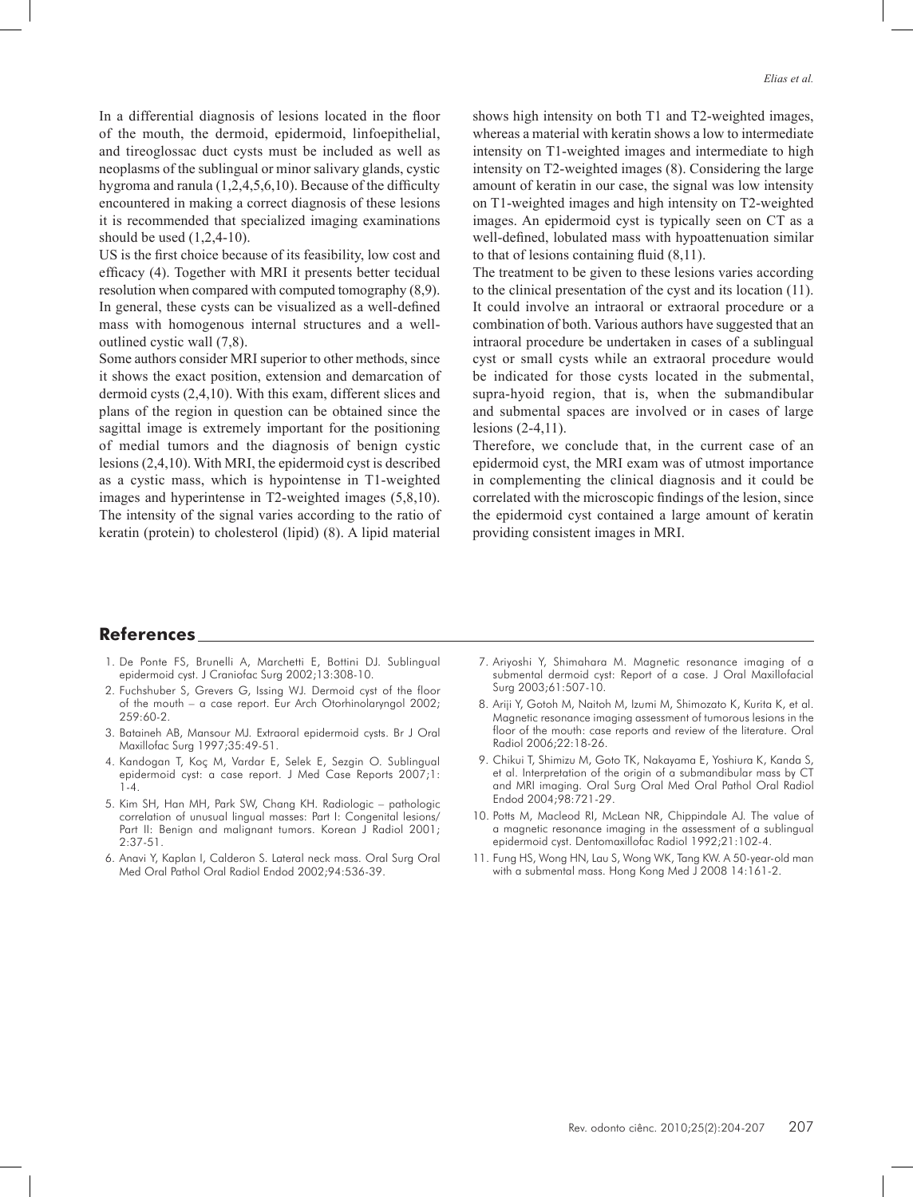In a differential diagnosis of lesions located in the floor of the mouth, the dermoid, epidermoid, linfoepithelial, and tireoglossac duct cysts must be included as well as neoplasms of the sublingual or minor salivary glands, cystic hygroma and ranula (1,2,4,5,6,10). Because of the difficulty encountered in making a correct diagnosis of these lesions it is recommended that specialized imaging examinations should be used (1,2,4-10).

US is the first choice because of its feasibility, low cost and efficacy (4). Together with MRI it presents better tecidual resolution when compared with computed tomography (8,9). In general, these cysts can be visualized as a well-defined mass with homogenous internal structures and a well-outlined cystic wall (7,8).

Some authors consider MRI superior to other methods, since it shows the exact position, extension and demarcation of dermoid cysts (2,4,10). With this exam, different slices and plans of the region in question can be obtained since the sagittal image is extremely important for the positioning of medial tumors and the diagnosis of benign cystic lesions (2,4,10). With MRI, the epidermoid cyst is described as a cystic mass, which is hypointense in T1-weighted images and hyperintense in T2-weighted images (5,8,10). The intensity of the signal varies according to the ratio of keratin (protein) to cholesterol (lipid) (8). A lipid material shows high intensity on both T1 and T2-weighted images, whereas a material with keratin shows a low to intermediate intensity on T1-weighted images and intermediate to high intensity on T2-weighted images (8). Considering the large amount of keratin in our case, the signal was low intensity on T1-weighted images and high intensity on T2-weighted images. An epidermoid cyst is typically seen on CT as a well-defined, lobulated mass with hypoattenuation similar to that of lesions containing fluid (8,11).

The treatment to be given to these lesions varies according to the clinical presentation of the cyst and its location (11). It could involve an intraoral or extraoral procedure or a combination of both. Various authors have suggested that an intraoral procedure be undertaken in cases of a sublingual cyst or small cysts while an extraoral procedure would be indicated for those cysts located in the submental, supra-hyoid region, that is, when the submandibular and submental spaces are involved or in cases of large lesions (2-4,11).

Therefore, we conclude that, in the current case of an epidermoid cyst, the MRI exam was of utmost importance in complementing the clinical diagnosis and it could be correlated with the microscopic findings of the lesion, since the epidermoid cyst contained a large amount of keratin providing consistent images in MRI.

## References

1. De Ponte FS, Brunelli A, Marchetti E, Bottini DJ. Sublingual epidermoid cyst. J Craniofac Surg 2002;13:308-10.
2. Fuchshuber S, Grevers G, Issing WJ. Dermoid cyst of the floor of the mouth – a case report. Eur Arch Otorhinolaryngol 2002; 259:60-2.
3. Bataineh AB, Mansour MJ. Extraoral epidermoid cysts. Br J Oral Maxillofac Surg 1997;35:49-51.
4. Kandogan T, Koç M, Vardar E, Selek E, Sezgin O. Sublingual epidermoid cyst: a case report. J Med Case Reports 2007;1: 1-4.
5. Kim SH, Han MH, Park SW, Chang KH. Radiologic – pathologic correlation of unusual lingual masses: Part I: Congenital lesions/ Part II: Benign and malignant tumors. Korean J Radiol 2001; 2:37-51.
6. Anavi Y, Kaplan I, Calderon S. Lateral neck mass. Oral Surg Oral Med Oral Pathol Oral Radiol Endod 2002;94:536-39.
7. Ariyoshi Y, Shimahara M. Magnetic resonance imaging of a submental dermoid cyst: Report of a case. J Oral Maxillofacial Surg 2003;61:507-10.
8. Ariji Y, Gotoh M, Naitoh M, Izumi M, Shimozato K, Kurita K, et al. Magnetic resonance imaging assessment of tumorous lesions in the floor of the mouth: case reports and review of the literature. Oral Radiol 2006;22:18-26.
9. Chikui T, Shimizu M, Goto TK, Nakayama E, Yoshiura K, Kanda S, et al. Interpretation of the origin of a submandibular mass by CT and MRI imaging. Oral Surg Oral Med Oral Pathol Oral Radiol Endod 2004;98:721-29.
10. Potts M, Macleod RI, McLean NR, Chippindale AJ. The value of a magnetic resonance imaging in the assessment of a sublingual epidermoid cyst. Dentomaxillofac Radiol 1992;21:102-4.
11. Fung HS, Wong HN, Lau S, Wong WK, Tang KW. A 50-year-old man with a submental mass. Hong Kong Med J 2008 14:161-2.